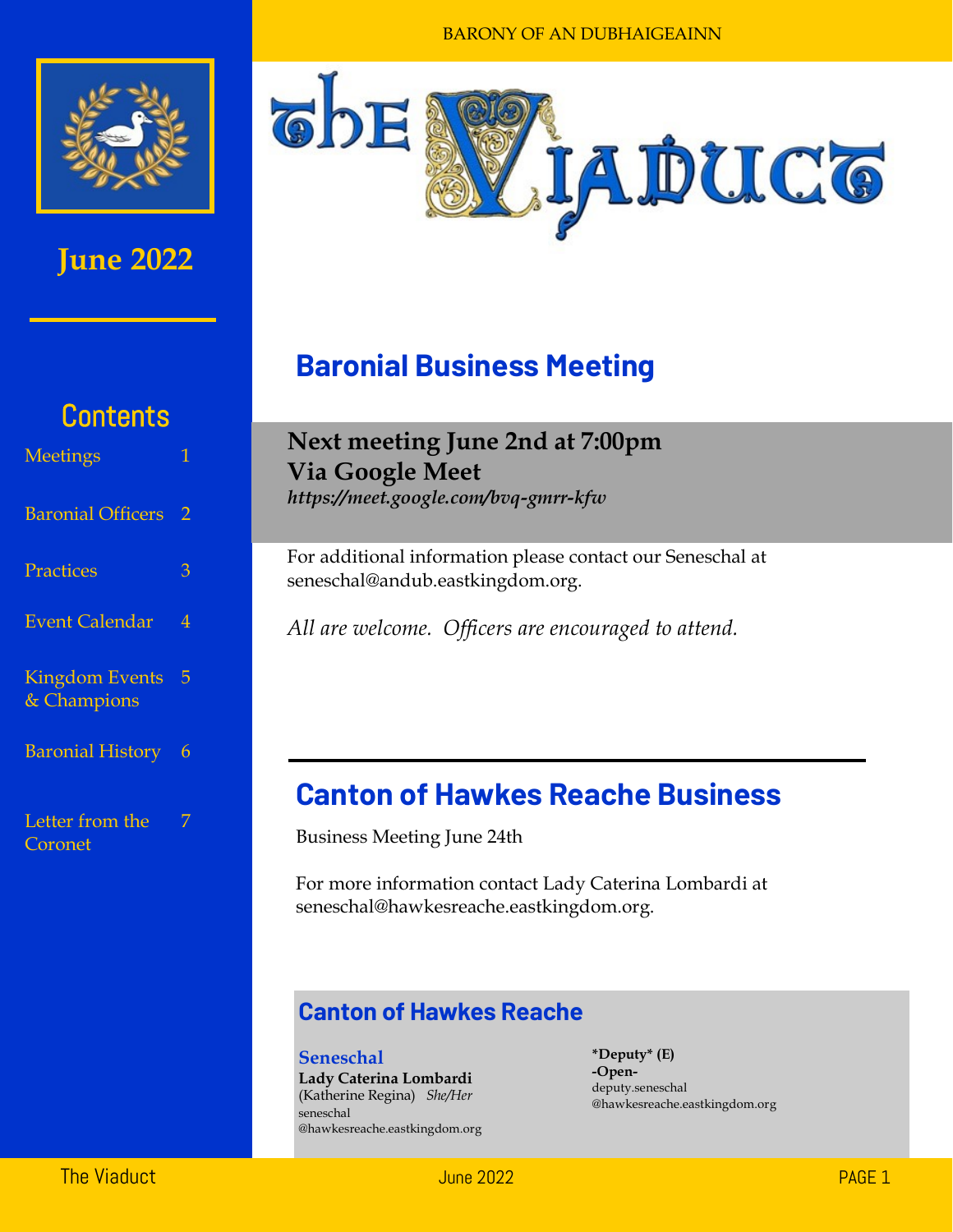BARONY OF AN DUBHAIGEAINN

# The Viaduct

**June 2022**

## Contents

- Meetings 1
- Baronial Officers 2
- Practices 3
- Event Calendar 4
- Kingdom Events & Champions 5
- Baronial History 6
- Letter from the Coronet 7

## Baronial Business Meeting

**Next meeting June 2nd at 7:00pm**
**Via Google Meet**
***https://meet.google.com/bvq-gmrr-kfw***

For additional information please contact our Seneschal at seneschal@andub.eastkingdom.org.

*All are welcome. Officers are encouraged to attend.*

## Canton of Hawkes Reache Business

Business Meeting June 24th

For more information contact Lady Caterina Lombardi at seneschal@hawkesreache.eastkingdom.org.

### Canton of Hawkes Reache

**Seneschal**
**Lady Caterina Lombardi**
(Katherine Regina) *She/Her*
seneschal
@hawkesreache.eastkingdom.org

**\*Deputy\* (E)**
**-Open-**
deputy.seneschal
@hawkesreache.eastkingdom.org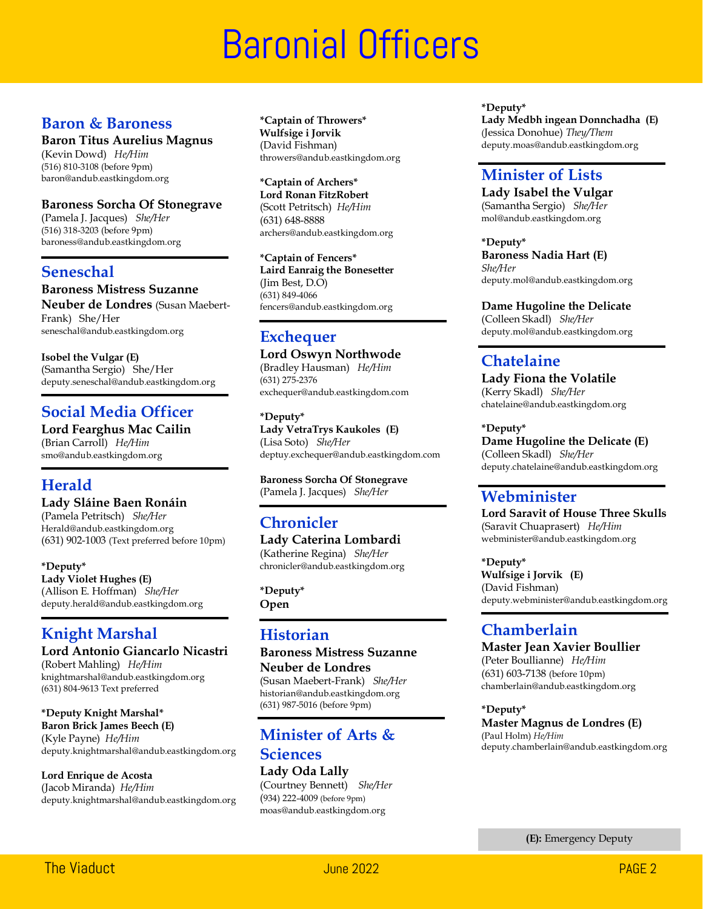# Baronial Officers

## Baron & Baroness

**Baron Titus Aurelius Magnus**
(Kevin Dowd) *He/Him*
(516) 810-3108 (before 9pm)
baron@andub.eastkingdom.org

**Baroness Sorcha Of Stonegrave**
(Pamela J. Jacques) *She/Her*
(516) 318-3203 (before 9pm)
baroness@andub.eastkingdom.org

## Seneschal

**Baroness Mistress Suzanne Neuber de Londres** (Susan Maebert-Frank) She/Her
seneschal@andub.eastkingdom.org

**Isobel the Vulgar (E)**
(Samantha Sergio) She/Her
deputy.seneschal@andub.eastkingdom.org

## Social Media Officer

**Lord Fearghus Mac Cailin**
(Brian Carroll) *He/Him*
smo@andub.eastkingdom.org

## Herald

**Lady Sláine Baen Ronáin**
(Pamela Petritsch) *She/Her*
Herald@andub.eastkingdom.org
(631) 902-1003 (Text preferred before 10pm)

**\*Deputy\***
**Lady Violet Hughes (E)**
(Allison E. Hoffman) *She/Her*
deputy.herald@andub.eastkingdom.org

## Knight Marshal

**Lord Antonio Giancarlo Nicastri**
(Robert Mahling) *He/Him*
knightmarshal@andub.eastkingdom.org
(631) 804-9613 Text preferred

**\*Deputy Knight Marshal\***
**Baron Brick James Beech (E)**
(Kyle Payne) *He/Him*
deputy.knightmarshal@andub.eastkingdom.org

**Lord Enrique de Acosta**
(Jacob Miranda) *He/Him*
deputy.knightmarshal@andub.eastkingdom.org

**\*Captain of Throwers\***
**Wulfsige i Jorvik**
(David Fishman)
throwers@andub.eastkingdom.org

**\*Captain of Archers\***
**Lord Ronan FitzRobert**
(Scott Petritsch) *He/Him*
(631) 648-8888
archers@andub.eastkingdom.org

**\*Captain of Fencers\***
**Laird Eanraig the Bonesetter**
(Jim Best, D.O)
(631) 849-4066
fencers@andub.eastkingdom.org

## Exchequer

**Lord Oswyn Northwode**
(Bradley Hausman) *He/Him*
(631) 275-2376
exchequer@andub.eastkingdom.com

**\*Deputy\***
**Lady VetraTrys Kaukoles (E)**
(Lisa Soto) *She/Her*
deptuy.exchequer@andub.eastkingdom.com

**Baroness Sorcha Of Stonegrave**
(Pamela J. Jacques) *She/Her*

## Chronicler

**Lady Caterina Lombardi**
(Katherine Regina) *She/Her*
chronicler@andub.eastkingdom.org

**\*Deputy\***
**Open**

## Historian

**Baroness Mistress Suzanne Neuber de Londres**
(Susan Maebert-Frank) *She/Her*
historian@andub.eastkingdom.org
(631) 987-5016 (before 9pm)

## Minister of Arts & Sciences

**Lady Oda Lally**
(Courtney Bennett) *She/Her*
(934) 222-4009 (before 9pm)
moas@andub.eastkingdom.org

**\*Deputy\***
**Lady Medbh ingean Donnchadha (E)**
(Jessica Donohue) *They/Them*
deputy.moas@andub.eastkingdom.org

## Minister of Lists

**Lady Isabel the Vulgar**
(Samantha Sergio) *She/Her*
mol@andub.eastkingdom.org

**\*Deputy\***
**Baroness Nadia Hart (E)**
*She/Her*
deputy.mol@andub.eastkingdom.org

**Dame Hugoline the Delicate**
(Colleen Skadl) *She/Her*
deputy.mol@andub.eastkingdom.org

## Chatelaine

**Lady Fiona the Volatile**
(Kerry Skadl) *She/Her*
chatelaine@andub.eastkingdom.org

**\*Deputy\***
**Dame Hugoline the Delicate (E)**
(Colleen Skadl) *She/Her*
deputy.chatelaine@andub.eastkingdom.org

## Webminister

**Lord Saravit of House Three Skulls**
(Saravit Chuaprasert) *He/Him*
webminister@andub.eastkingdom.org

**\*Deputy\***
**Wulfsige i Jorvik (E)**
(David Fishman)
deputy.webminister@andub.eastkingdom.org

## Chamberlain

**Master Jean Xavier Boullier**
(Peter Boullianne) *He/Him*
(631) 603-7138 (before 10pm)
chamberlain@andub.eastkingdom.org

**\*Deputy\***
**Master Magnus de Londres (E)**
(Paul Holm) *He/Him*
deputy.chamberlain@andub.eastkingdom.org

**(E):** Emergency Deputy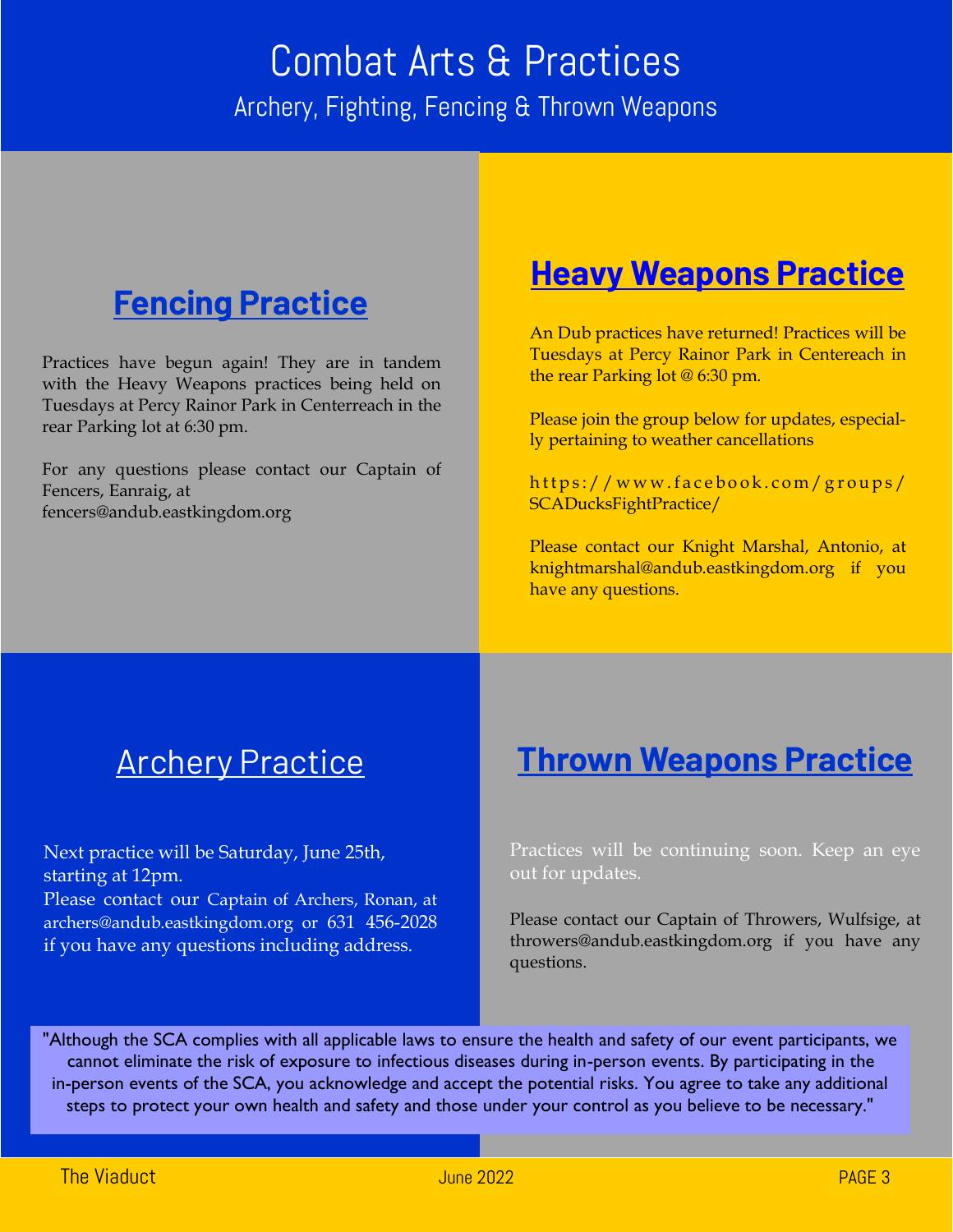# Combat Arts & Practices

Archery, Fighting, Fencing & Thrown Weapons

## Fencing Practice

Practices have begun again! They are in tandem with the Heavy Weapons practices being held on Tuesdays at Percy Rainor Park in Centerreach in the rear Parking lot at 6:30 pm.

For any questions please contact our Captain of Fencers, Eanraig, at fencers@andub.eastkingdom.org

## Heavy Weapons Practice

An Dub practices have returned! Practices will be Tuesdays at Percy Rainor Park in Centereach in the rear Parking lot @ 6:30 pm.

Please join the group below for updates, especially pertaining to weather cancellations

https://www.facebook.com/groups/SCADucksFightPractice/

Please contact our Knight Marshal, Antonio, at knightmarshal@andub.eastkingdom.org if you have any questions.

## Archery Practice

Next practice will be Saturday, June 25th, starting at 12pm.

Please contact our Captain of Archers, Ronan, at archers@andub.eastkingdom.org or 631 456-2028 if you have any questions including address.

## Thrown Weapons Practice

Practices will be continuing soon. Keep an eye out for updates.

Please contact our Captain of Throwers, Wulfsige, at throwers@andub.eastkingdom.org if you have any questions.

"Although the SCA complies with all applicable laws to ensure the health and safety of our event participants, we cannot eliminate the risk of exposure to infectious diseases during in-person events. By participating in the in-person events of the SCA, you acknowledge and accept the potential risks. You agree to take any additional steps to protect your own health and safety and those under your control as you believe to be necessary."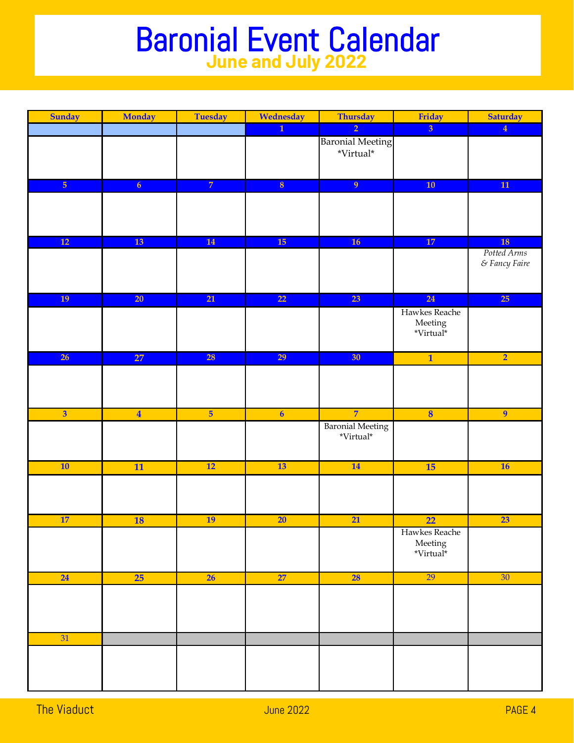# Baronial Event Calendar

## June and July 2022

| Sunday | Monday | Tuesday | Wednesday | Thursday | Friday | Saturday |
|---|---|---|---|---|---|---|
| | | | 1 | 2 Baronial Meeting *Virtual* | 3 | 4 |
| 5 | 6 | 7 | 8 | 9 | 10 | 11 |
| 12 | 13 | 14 | 15 | 16 | 17 | 18 *Potted Arms & Fancy Faire* |
| 19 | 20 | 21 | 22 | 23 | 24 Hawkes Reache Meeting *Virtual* | 25 |
| 26 | 27 | 28 | 29 | 30 | 1 | 2 |
| 3 | 4 | 5 | 6 | 7 Baronial Meeting *Virtual* | 8 | 9 |
| 10 | 11 | 12 | 13 | 14 | 15 | 16 |
| 17 | 18 | 19 | 20 | 21 | 22 Hawkes Reache Meeting *Virtual* | 23 |
| 24 | 25 | 26 | 27 | 28 | 29 | 30 |
| 31 | | | | | | |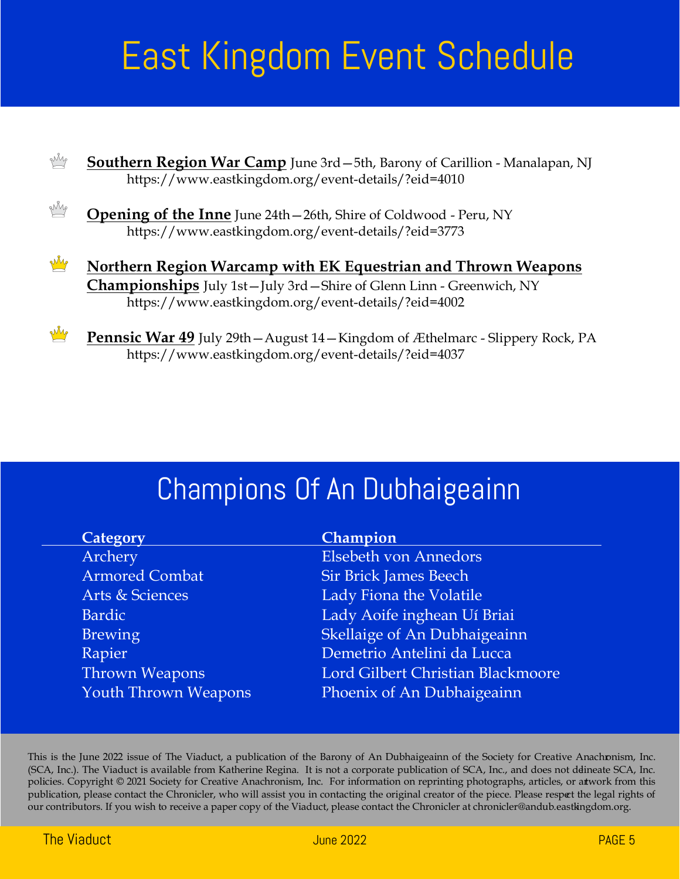# East Kingdom Event Schedule

- **Southern Region War Camp** June 3rd—5th, Barony of Carillion - Manalapan, NJ
  https://www.eastkingdom.org/event-details/?eid=4010
- **Opening of the Inne** June 24th—26th, Shire of Coldwood - Peru, NY
  https://www.eastkingdom.org/event-details/?eid=3773
- **Northern Region Warcamp with EK Equestrian and Thrown Weapons Championships** July 1st—July 3rd—Shire of Glenn Linn - Greenwich, NY
  https://www.eastkingdom.org/event-details/?eid=4002
- **Pennsic War 49** July 29th—August 14—Kingdom of Æthelmarc - Slippery Rock, PA
  https://www.eastkingdom.org/event-details/?eid=4037

# Champions Of An Dubhaigeainn

| Category | Champion |
|---|---|
| Archery | Elsebeth von Annedors |
| Armored Combat | Sir Brick James Beech |
| Arts & Sciences | Lady Fiona the Volatile |
| Bardic | Lady Aoife inghean Uí Briai |
| Brewing | Skellaige of An Dubhaigeainn |
| Rapier | Demetrio Antelini da Lucca |
| Thrown Weapons | Lord Gilbert Christian Blackmoore |
| Youth Thrown Weapons | Phoenix of An Dubhaigeainn |

This is the June 2022 issue of The Viaduct, a publication of the Barony of An Dubhaigeainn of the Society for Creative Anachronism, Inc. (SCA, Inc.). The Viaduct is available from Katherine Regina. It is not a corporate publication of SCA, Inc., and does not delineate SCA, Inc. policies. Copyright © 2021 Society for Creative Anachronism, Inc. For information on reprinting photographs, articles, or artwork from this publication, please contact the Chronicler, who will assist you in contacting the original creator of the piece. Please respect the legal rights of our contributors. If you wish to receive a paper copy of the Viaduct, please contact the Chronicler at chronicler@andub.eastkingdom.org.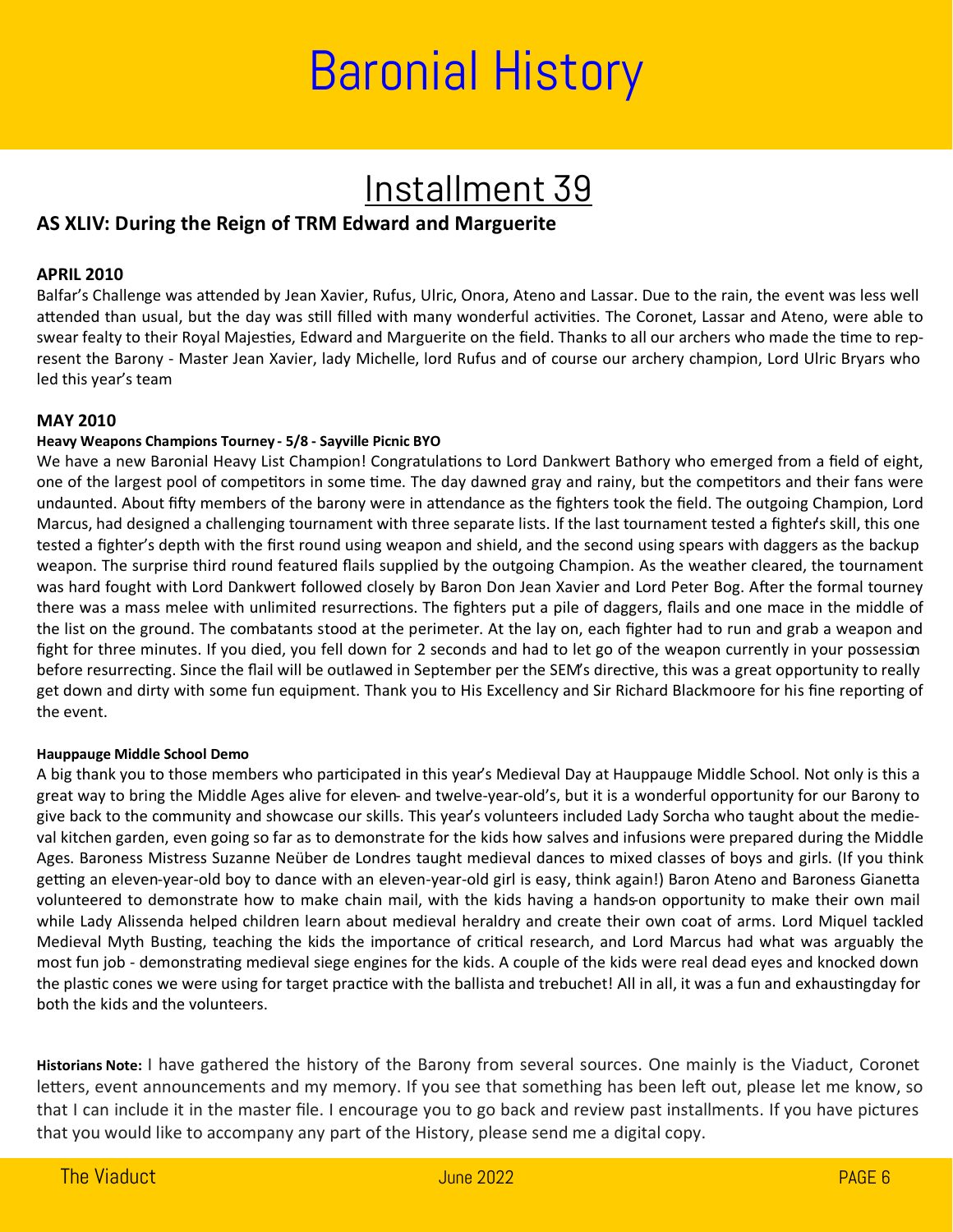# Baronial History

## Installment 39

### AS XLIV: During the Reign of TRM Edward and Marguerite

**APRIL 2010**

Balfar's Challenge was attended by Jean Xavier, Rufus, Ulric, Onora, Ateno and Lassar. Due to the rain, the event was less well attended than usual, but the day was still filled with many wonderful activities. The Coronet, Lassar and Ateno, were able to swear fealty to their Royal Majesties, Edward and Marguerite on the field. Thanks to all our archers who made the time to represent the Barony - Master Jean Xavier, lady Michelle, lord Rufus and of course our archery champion, Lord Ulric Bryars who led this year's team

**MAY 2010**

**Heavy Weapons Champions Tourney - 5/8 - Sayville Picnic BYO**

We have a new Baronial Heavy List Champion! Congratulations to Lord Dankwert Bathory who emerged from a field of eight, one of the largest pool of competitors in some time. The day dawned gray and rainy, but the competitors and their fans were undaunted. About fifty members of the barony were in attendance as the fighters took the field. The outgoing Champion, Lord Marcus, had designed a challenging tournament with three separate lists. If the last tournament tested a fighter's skill, this one tested a fighter's depth with the first round using weapon and shield, and the second using spears with daggers as the backup weapon. The surprise third round featured flails supplied by the outgoing Champion. As the weather cleared, the tournament was hard fought with Lord Dankwert followed closely by Baron Don Jean Xavier and Lord Peter Bog. After the formal tourney there was a mass melee with unlimited resurrections. The fighters put a pile of daggers, flails and one mace in the middle of the list on the ground. The combatants stood at the perimeter. At the lay on, each fighter had to run and grab a weapon and fight for three minutes. If you died, you fell down for 2 seconds and had to let go of the weapon currently in your possession before resurrecting. Since the flail will be outlawed in September per the SEM's directive, this was a great opportunity to really get down and dirty with some fun equipment. Thank you to His Excellency and Sir Richard Blackmoore for his fine reporting of the event.

**Hauppauge Middle School Demo**

A big thank you to those members who participated in this year's Medieval Day at Hauppauge Middle School. Not only is this a great way to bring the Middle Ages alive for eleven- and twelve-year-old's, but it is a wonderful opportunity for our Barony to give back to the community and showcase our skills. This year's volunteers included Lady Sorcha who taught about the medieval kitchen garden, even going so far as to demonstrate for the kids how salves and infusions were prepared during the Middle Ages. Baroness Mistress Suzanne Neüber de Londres taught medieval dances to mixed classes of boys and girls. (If you think getting an eleven-year-old boy to dance with an eleven-year-old girl is easy, think again!) Baron Ateno and Baroness Gianetta volunteered to demonstrate how to make chain mail, with the kids having a hands-on opportunity to make their own mail while Lady Alissenda helped children learn about medieval heraldry and create their own coat of arms. Lord Miquel tackled Medieval Myth Busting, teaching the kids the importance of critical research, and Lord Marcus had what was arguably the most fun job - demonstrating medieval siege engines for the kids. A couple of the kids were real dead eyes and knocked down the plastic cones we were using for target practice with the ballista and trebuchet! All in all, it was a fun and exhaustingday for both the kids and the volunteers.

**Historians Note:** I have gathered the history of the Barony from several sources. One mainly is the Viaduct, Coronet letters, event announcements and my memory. If you see that something has been left out, please let me know, so that I can include it in the master file. I encourage you to go back and review past installments. If you have pictures that you would like to accompany any part of the History, please send me a digital copy.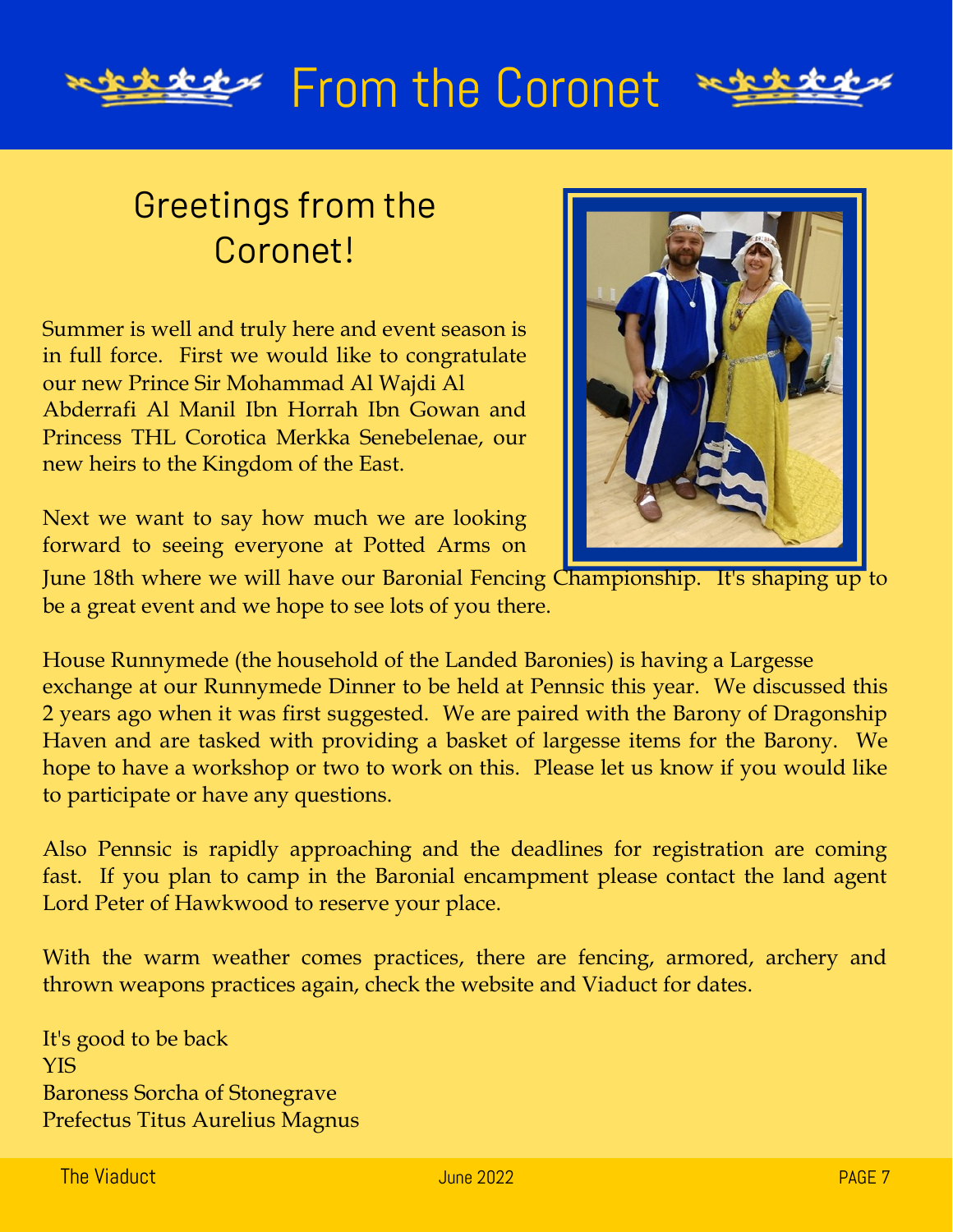# From the Coronet

## Greetings from the Coronet!

Summer is well and truly here and event season is in full force. First we would like to congratulate our new Prince Sir Mohammad Al Wajdi Al Abderrafi Al Manil Ibn Horrah Ibn Gowan and Princess THL Corotica Merkka Senebelenae, our new heirs to the Kingdom of the East.

Next we want to say how much we are looking forward to seeing everyone at Potted Arms on June 18th where we will have our Baronial Fencing Championship. It's shaping up to be a great event and we hope to see lots of you there.

House Runnymede (the household of the Landed Baronies) is having a Largesse exchange at our Runnymede Dinner to be held at Pennsic this year. We discussed this 2 years ago when it was first suggested. We are paired with the Barony of Dragonship Haven and are tasked with providing a basket of largesse items for the Barony. We hope to have a workshop or two to work on this. Please let us know if you would like to participate or have any questions.

Also Pennsic is rapidly approaching and the deadlines for registration are coming fast. If you plan to camp in the Baronial encampment please contact the land agent Lord Peter of Hawkwood to reserve your place.

With the warm weather comes practices, there are fencing, armored, archery and thrown weapons practices again, check the website and Viaduct for dates.

It's good to be back  
YIS  
Baroness Sorcha of Stonegrave  
Prefectus Titus Aurelius Magnus